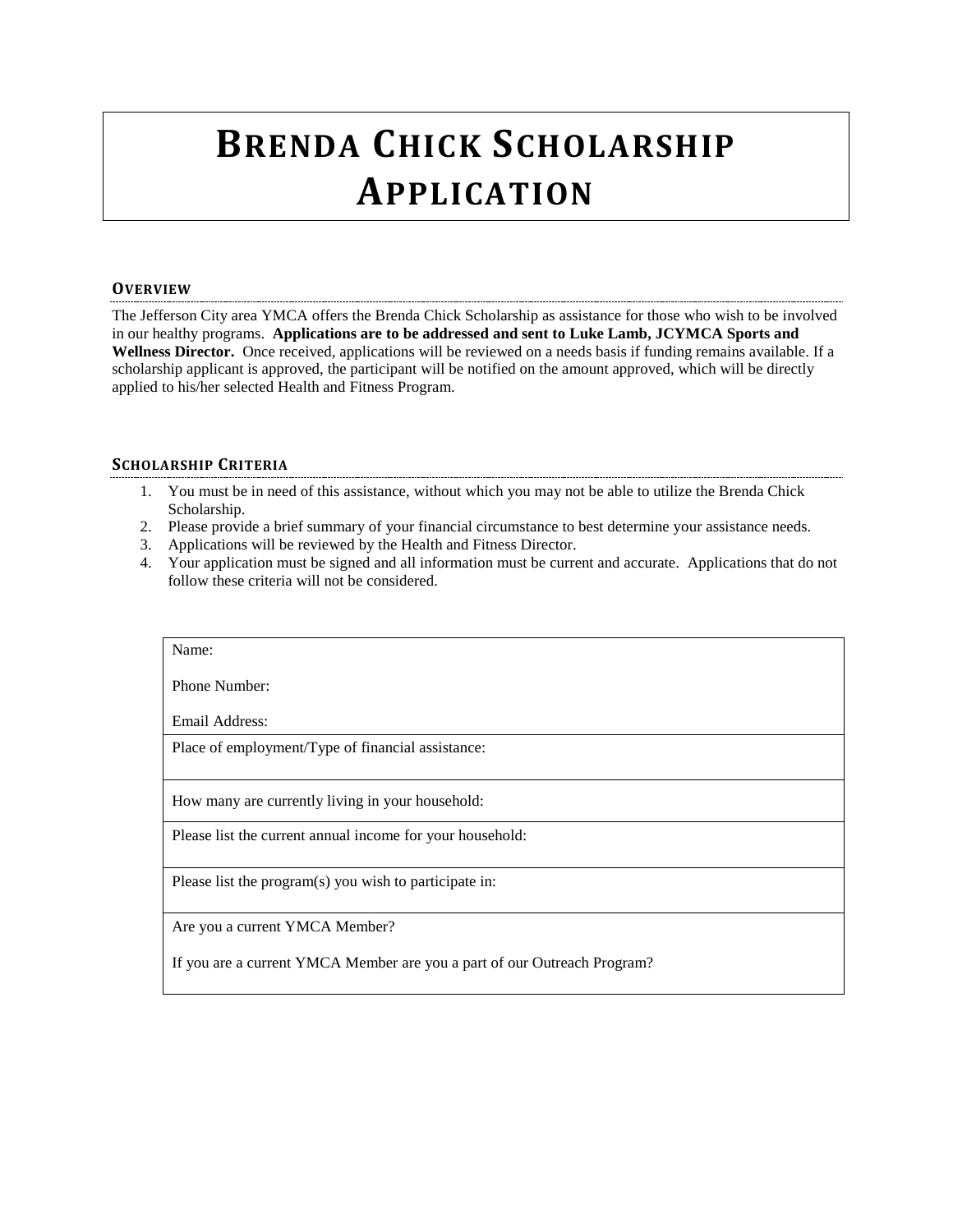# BRENDA CHICK SCHOLARSHIP APPLICATION

## OVERVIEW

The Jefferson City area YMCA offers the Brenda Chick Scholarship as assistance for those who wish to be involved in our healthy programs. **Applications are to be addressed and sent to Luke Lamb, JCYMCA Sports and Wellness Director.** Once received, applications will be reviewed on a needs basis if funding remains available. If a scholarship applicant is approved, the participant will be notified on the amount approved, which will be directly applied to his/her selected Health and Fitness Program.

## SCHOLARSHIP CRITERIA

1. You must be in need of this assistance, without which you may not be able to utilize the Brenda Chick Scholarship.
2. Please provide a brief summary of your financial circumstance to best determine your assistance needs.
3. Applications will be reviewed by the Health and Fitness Director.
4. Your application must be signed and all information must be current and accurate. Applications that do not follow these criteria will not be considered.

| Name:<br><br>Phone Number:<br><br>Email Address: |
|---|
| Place of employment/Type of financial assistance: |
| How many are currently living in your household: |
| Please list the current annual income for your household: |
| Please list the program(s) you wish to participate in: |
| Are you a current YMCA Member?<br><br>If you are a current YMCA Member are you a part of our Outreach Program? |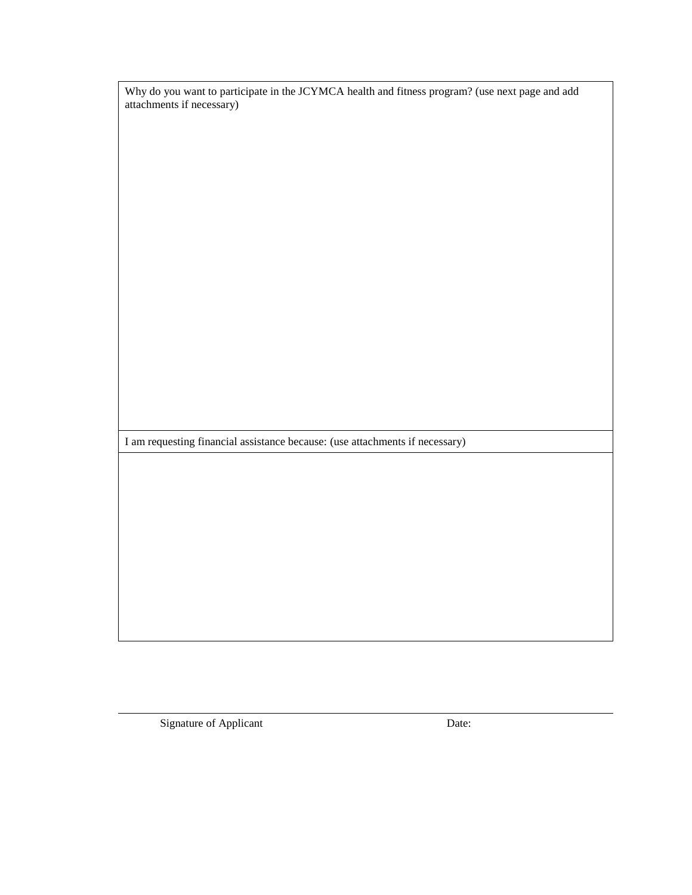Why do you want to participate in the JCYMCA health and fitness program? (use next page and add attachments if necessary)

I am requesting financial assistance because: (use attachments if necessary)

Signature of Applicant

Date: